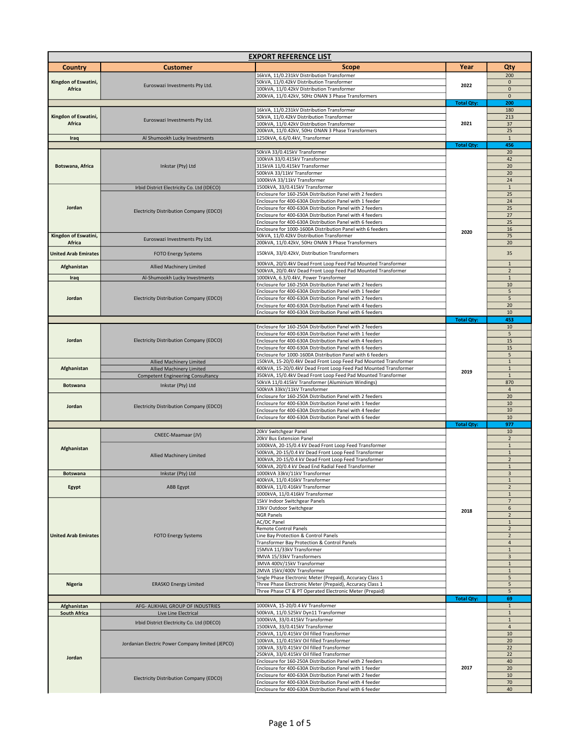# EXPORT REFERENCE LIST

| Country | Customer | Scope | Year | Qty |
|---|---|---|---|---|
| Kingdon of Eswatini, Africa | Euroswazi Investments Pty Ltd. | 16kVA, 11/0.231kV Distribution Transformer | 2022 | 200 |
| | | 50kVA, 11/0.42kV Distribution Transformer | | 0 |
| | | 100kVA, 11/0.42kV Distribution Transformer | | 0 |
| | | 200kVA, 11/0.42kV, 50Hz ONAN 3 Phase Transformers | | 0 |
| | | | Total Qty: | 200 |
| Kingdon of Eswatini, Africa | Euroswazi Investments Pty Ltd. | 16kVA, 11/0.231kV Distribution Transformer | 2021 | 180 |
| | | 50kVA, 11/0.42kV Distribution Transformer | | 213 |
| | | 100kVA, 11/0.42kV Distribution Transformer | | 37 |
| | | 200kVA, 11/0.42kV, 50Hz ONAN 3 Phase Transformers | | 25 |
| Iraq | Al Shumookh Lucky Investments | 1250kVA, 6.6/0.4kV, Transformer | | 1 |
| | | | Total Qty: | 456 |
| Botswana, Africa | Inkstar (Pty) Ltd | 50kVA 33/0.415kV Transformer | 2020 | 20 |
| | | 100kVA 33/0.415kV Transformer | | 42 |
| | | 315kVA 11/0.415kV Transformer | | 20 |
| | | 500kVA 33/11kV Transformer | | 20 |
| | | 1000kVA 33/11kV Transformer | | 24 |
| Jordan | Irbid District Electricity Co. Ltd (IDECO) | 1500kVA, 33/0.415kV Transformer | | 1 |
| | Electricity Distribution Company (EDCO) | Enclosure for 160-250A Distribution Panel with 2 feeders | | 25 |
| | | Enclosure for 400-630A Distribution Panel with 1 feeder | | 24 |
| | | Enclosure for 400-630A Distribution Panel with 2 feeders | | 25 |
| | | Enclosure for 400-630A Distribution Panel with 4 feeders | | 27 |
| | | Enclosure for 400-630A Distribution Panel with 6 feeders | | 25 |
| | | Enclosure for 1000-1600A Distribution Panel with 6 feeders | | 16 |
| Kingdom of Eswatini, Africa | Euroswazi Investments Pty Ltd. | 50kVA, 11/0.42kV Distribution Transformer | | 75 |
| | | 200kVA, 11/0.42kV, 50Hz ONAN 3 Phase Transformers | | 20 |
| United Arab Emirates | FOTO Energy Systems | 150kVA, 33/0.42kV, Distribution Transformers | | 35 |
| Afghanistan | Allied Machinery Limited | 300kVA, 20/0.4kV Dead Front Loop Feed Pad Mounted Transformer | | 1 |
| | | 500kVA, 20/0.4kV Dead Front Loop Feed Pad Mounted Transformer | | 2 |
| Iraq | Al-Shumookh Lucky Investments | 1000kVA, 6.3/0.4kV, Power Transformer | | 1 |
| Jordan | Electricity Distribution Company (EDCO) | Enclosure for 160-250A Distribution Panel with 2 feeders | | 10 |
| | | Enclosure for 400-630A Distribution Panel with 1 feeder | | 5 |
| | | Enclosure for 400-630A Distribution Panel with 2 feeders | | 5 |
| | | Enclosure for 400-630A Distribution Panel with 4 feeders | | 20 |
| | | Enclosure for 400-630A Distribution Panel with 6 feeders | | 10 |
| | | | Total Qty: | 453 |
| Jordan | Electricity Distribution Company (EDCO) | Enclosure for 160-250A Distribution Panel with 2 feeders | 2019 | 10 |
| | | Enclosure for 400-630A Distribution Panel with 1 feeder | | 5 |
| | | Enclosure for 400-630A Distribution Panel with 4 feeders | | 15 |
| | | Enclosure for 400-630A Distribution Panel with 6 feeders | | 15 |
| | | Enclosure for 1000-1600A Distribution Panel with 6 feeders | | 5 |
| Afghanistan | Allied Machinery Limited | 150kVA, 15-20/0.4kV Dead Front Loop Feed Pad Mounted Transformer | | 1 |
| | Allied Machinery Limited | 400kVA, 15-20/0.4kV Dead Front Loop Feed Pad Mounted Transformer | | 1 |
| | Competent Engineering Consultancy | 350kVA, 15/0.4kV Dead Front Loop Feed Pad Mounted Transformer | | 1 |
| Botswana | Inkstar (Pty) Ltd | 50kVA 11/0.415kV Transformer (Aluminium Windings) | | 870 |
| | | 500kVA 33kV/11kV Transformer | | 4 |
| Jordan | Electricity Distribution Company (EDCO) | Enclosure for 160-250A Distribution Panel with 2 feeders | | 20 |
| | | Enclosure for 400-630A Distribution Panel with 1 feeder | | 10 |
| | | Enclosure for 400-630A Distribution Panel with 4 feeder | | 10 |
| | | Enclosure for 400-630A Distribution Panel with 6 feeder | | 10 |
| | | | Total Qty: | 977 |
| Afghanistan | CNEEC-Maamaar (JV) | 20kV Switchgear Panel | 2018 | 10 |
| | | 20kV Bus Extension Panel | | 2 |
| | Allied Machinery Limited | 1000kVA, 20-15/0.4 kV Dead Front Loop Feed Transformer | | 1 |
| | | 500kVA, 20-15/0.4 kV Dead Front Loop Feed Transformer | | 1 |
| | | 300kVA, 20-15/0.4 kV Dead Front Loop Feed Transformer | | 2 |
| | | 500kVA, 20/0.4 kV Dead End Radial Feed Transformer | | 1 |
| Botswana | Inkstar (Pty) Ltd | 1000kVA 33kV/11kV Transformer | | 3 |
| Egypt | ABB Egypt | 400kVA, 11/0.416kV Transformer | | 1 |
| | | 800kVA, 11/0.416kV Transformer | | 2 |
| | | 1000kVA, 11/0.416kV Transformer | | 1 |
| United Arab Emirates | FOTO Energy Systems | 15kV Indoor Switchgear Panels | | 7 |
| | | 33kV Outdoor Switchgear | | 6 |
| | | NGR Panels | | 2 |
| | | AC/DC Panel | | 1 |
| | | Remote Control Panels | | 2 |
| | | Line Bay Protection & Control Panels | | 2 |
| | | Transformer Bay Protection & Control Panels | | 4 |
| | | 15MVA 11/33kV Transformer | | 1 |
| | | 9MVA 15/33kV Transformers | | 3 |
| | | 3MVA 400V/15kV Transformer | | 1 |
| | | 2MVA 15kV/400V Transformer | | 1 |
| Nigeria | ERASKO Energy Limited | Single Phase Electronic Meter (Prepaid), Accuracy Class 1 | | 5 |
| | | Three Phase Electronic Meter (Prepaid), Accuracy Class 1 | | 5 |
| | | Three Phase CT & PT Operated Electronic Meter (Prepaid) | | 5 |
| | | | Total Qty: | 69 |
| Afghanistan | AFG- ALIKHAIL GROUP OF INDUSTRIES | 1000kVA, 15-20/0.4 kV Transformer | 2017 | 1 |
| South Africa | Live Line Electrical | 500kVA, 11/0.525kV Dyn11 Transformer | | 1 |
| Jordan | Irbid District Electricity Co. Ltd (IDECO) | 1000kVA, 33/0.415kV Transformer | | 1 |
| | | 1500kVA, 33/0.415kV Transformer | | 4 |
| | Jordanian Electric Power Company limited (JEPCO) | 250kVA, 11/0.415kV Oil filled Transformer | | 10 |
| | | 100kVA, 11/0.415kV Oil filled Transformer | | 20 |
| | | 100kVA, 33/0.415kV Oil filled Transformer | | 22 |
| | | 250kVA, 33/0.415kV Oil filled Transformer | | 22 |
| | Electricity Distribution Company (EDCO) | Enclosure for 160-250A Distribution Panel with 2 feeders | | 40 |
| | | Enclosure for 400-630A Distribution Panel with 1 feeder | | 20 |
| | | Enclosure for 400-630A Distribution Panel with 2 feeder | | 10 |
| | | Enclosure for 400-630A Distribution Panel with 4 feeder | | 70 |
| | | Enclosure for 400-630A Distribution Panel with 6 feeder | | 40 |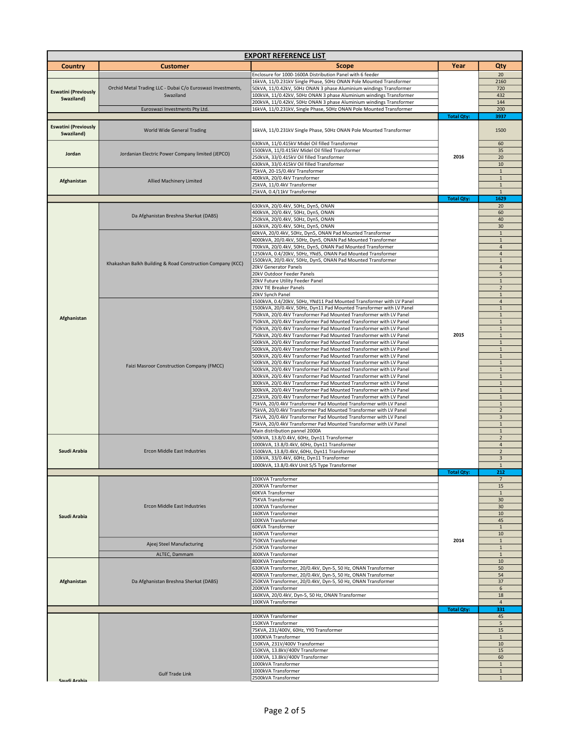## EXPORT REFERENCE LIST

| Country | Customer | Scope | Year | Qty |
|---|---|---|---|---|
| | | Enclosure for 1000-1600A Distribution Panel with 6 feeder | | 20 |
| Eswatini (Previously Swaziland) | Orchid Metal Trading LLC - Dubai C/o Euroswazi Investments, Swaziland | 16kVA, 11/0.231kV Single Phase, 50Hz ONAN Pole Mounted Transformer | | 2160 |
| | | 50kVA, 11/0.42kV, 50Hz ONAN 3 phase Aluminium windings Transformer | | 720 |
| | | 100kVA, 11/0.42kV, 50Hz ONAN 3 phase Aluminium windings Transformer | | 432 |
| | | 200kVA, 11/0.42kV, 50Hz ONAN 3 phase Aluminium windings Transformer | | 144 |
| | Euroswazi Investments Pty Ltd. | 16kVA, 11/0.231kV, Single Phase, 50Hz ONAN Pole Mounted Transformer | | 200 |
| | | | Total Qty: | 3937 |
| Eswatini (Previously Swaziland) | World Wide General Trading | 16kVA, 11/0.231kV Single Phase, 50Hz ONAN Pole Mounted Transformer | 2016 | 1500 |
| Jordan | Jordanian Electric Power Company limited (JEPCO) | 630kVA, 11/0.415kV Midel Oil filled Transformer | | 60 |
| | | 1500kVA, 11/0.415kV Midel Oil filled Transformer | | 35 |
| | | 250kVA, 33/0.415kV Oil filled Transformer | | 20 |
| | | 630kVA, 33/0.415kV Oil filled Transformer | | 10 |
| Afghanistan | Allied Machinery Limited | 75kVA, 20-15/0.4kV Transformer | | 1 |
| | | 400kVA, 20/0.4kV Transformer | | 1 |
| | | 25kVA, 11/0.4kV Transformer | | 1 |
| | | 25kVA, 0.4/11kV Transformer | | 1 |
| | | | Total Qty: | 1629 |
| Afghanistan | Da Afghanistan Breshna Sherkat (DABS) | 630kVA, 20/0.4kV, 50Hz, Dyn5, ONAN | 2015 | 20 |
| | | 400kVA, 20/0.4kV, 50Hz, Dyn5, ONAN | | 60 |
| | | 250kVA, 20/0.4kV, 50Hz, Dyn5, ONAN | | 40 |
| | | 160kVA, 20/0.4kV, 50Hz, Dyn5, ONAN | | 30 |
| | Khakashan Balkh Building & Road Construction Company (KCC) | 60kVA, 20/0.4kV, 50Hz, Dyn5, ONAN Pad Mounted Transformer | | 1 |
| | | 4000kVA, 20/0.4kV, 50Hz, Dyn5, ONAN Pad Mounted Transformer | | 1 |
| | | 700kVA, 20/0.4kV, 50Hz, Dyn5, ONAN Pad Mounted Transformer | | 4 |
| | | 1250kVA, 0.4/20kV, 50Hz, YNd5, ONAN Pad Mounted Transformer | | 4 |
| | | 1500kVA, 20/0.4kV, 50Hz, Dyn5, ONAN Pad Mounted Transformer | | 1 |
| | | 20kV Generator Panels | | 4 |
| | | 20kV Outdoor Feeder Panels | | 5 |
| | | 20kV Future Utility Feeder Panel | | 1 |
| | | 20kV TIE Breaker Panels | | 2 |
| | | 20kV Synch Panel | | 1 |
| | Faizi Masroor Construction Company (FMCC) | 1500kVA, 0.4/20kV, 50Hz, YNd11 Pad Mounted Transformer with LV Panel | | 4 |
| | | 1500kVA, 20/0.4kV, 50Hz, Dyn11 Pad Mounted Transformer with LV Panel | | 1 |
| | | 750kVA, 20/0.4kV Transformer Pad Mounted Transformer with LV Panel | | 1 |
| | | 750kVA, 20/0.4kV Transformer Pad Mounted Transformer with LV Panel | | 1 |
| | | 750kVA, 20/0.4kV Transformer Pad Mounted Transformer with LV Panel | | 1 |
| | | 750kVA, 20/0.4kV Transformer Pad Mounted Transformer with LV Panel | | 1 |
| | | 500kVA, 20/0.4kV Transformer Pad Mounted Transformer with LV Panel | | 1 |
| | | 500kVA, 20/0.4kV Transformer Pad Mounted Transformer with LV Panel | | 1 |
| | | 500kVA, 20/0.4kV Transformer Pad Mounted Transformer with LV Panel | | 1 |
| | | 500kVA, 20/0.4kV Transformer Pad Mounted Transformer with LV Panel | | 1 |
| | | 500kVA, 20/0.4kV Transformer Pad Mounted Transformer with LV Panel | | 1 |
| | | 300kVA, 20/0.4kV Transformer Pad Mounted Transformer with LV Panel | | 1 |
| | | 300kVA, 20/0.4kV Transformer Pad Mounted Transformer with LV Panel | | 1 |
| | | 300kVA, 20/0.4kV Transformer Pad Mounted Transformer with LV Panel | | 1 |
| | | 225kVA, 20/0.4kV Transformer Pad Mounted Transformer with LV Panel | | 1 |
| | | 75kVA, 20/0.4kV Transformer Pad Mounted Transformer with LV Panel | | 1 |
| | | 75kVA, 20/0.4kV Transformer Pad Mounted Transformer with LV Panel | | 2 |
| | | 75kVA, 20/0.4kV Transformer Pad Mounted Transformer with LV Panel | | 3 |
| | | 75kVA, 20/0.4kV Transformer Pad Mounted Transformer with LV Panel | | 1 |
| | | Main distribution pannel 2000A | | 1 |
| Saudi Arabia | Ercon Middle East Industries | 500kVA, 13.8/0.4kV, 60Hz, Dyn11 Transformer | | 2 |
| | | 1000kVA, 13.8/0.4kV, 60Hz, Dyn11 Transformer | | 4 |
| | | 1500kVA, 13.8/0.4kV, 60Hz, Dyn11 Transformer | | 2 |
| | | 100kVA, 33/0.4kV, 60Hz, Dyn11 Transformer | | 3 |
| | | 1000kVA, 13.8/0.4kV Unit S/S Type Transformer | | 1 |
| | | | Total Qty: | 212 |
| Saudi Arabia | Ercon Middle East Industries | 100KVA Transformer | 2014 | 7 |
| | | 200KVA Transformer | | 15 |
| | | 60KVA Transformer | | 1 |
| | | 75KVA Transformer | | 30 |
| | | 100KVA Transformer | | 30 |
| | | 160KVA Transformer | | 10 |
| | | 100KVA Transformer | | 45 |
| | | 60KVA Transformer | | 1 |
| | | 160KVA Transformer | | 10 |
| | Ajeej Steel Manufacturing | 750KVA Transformer | | 1 |
| | | 250KVA Transformer | | 1 |
| | ALTEC, Dammam | 300KVA Transformer | | 1 |
| Afghanistan | Da Afghanistan Breshna Sherkat (DABS) | 800KVA Transformer | | 10 |
| | | 630KVA Transformer, 20/0.4kV, Dyn-5, 50 Hz, ONAN Transformer | | 50 |
| | | 400KVA Transformer, 20/0.4kV, Dyn-5, 50 Hz, ONAN Transformer | | 54 |
| | | 250KVA Transformer, 20/0.4kV, Dyn-5, 50 Hz, ONAN Transformer | | 37 |
| | | 200KVA Transformer | | 6 |
| | | 160KVA, 20/0.4kV, Dyn-5, 50 Hz, ONAN Transformer | | 18 |
| | | 100KVA Transformer | | 4 |
| | | | Total Qty: | 331 |
| Saudi Arabia | Gulf Trade Link | 100KVA Transformer | | 45 |
| | | 150KVA Transformer | | 5 |
| | | 75KVA, 231/400V, 60Hz, YY0 Transformer | | 15 |
| | | 1000KVA Transformer | | 1 |
| | | 150KVA, 231V/400V Transformer | | 10 |
| | | 150KVA, 13.8kV/400V Transformer | | 15 |
| | | 100KVA, 13.8kV/400V Transformer | | 60 |
| | | 1000kVA Transformer | | 1 |
| | | 1000kVA Transformer | | 1 |
| | | 2500kVA Transformer | | 1 |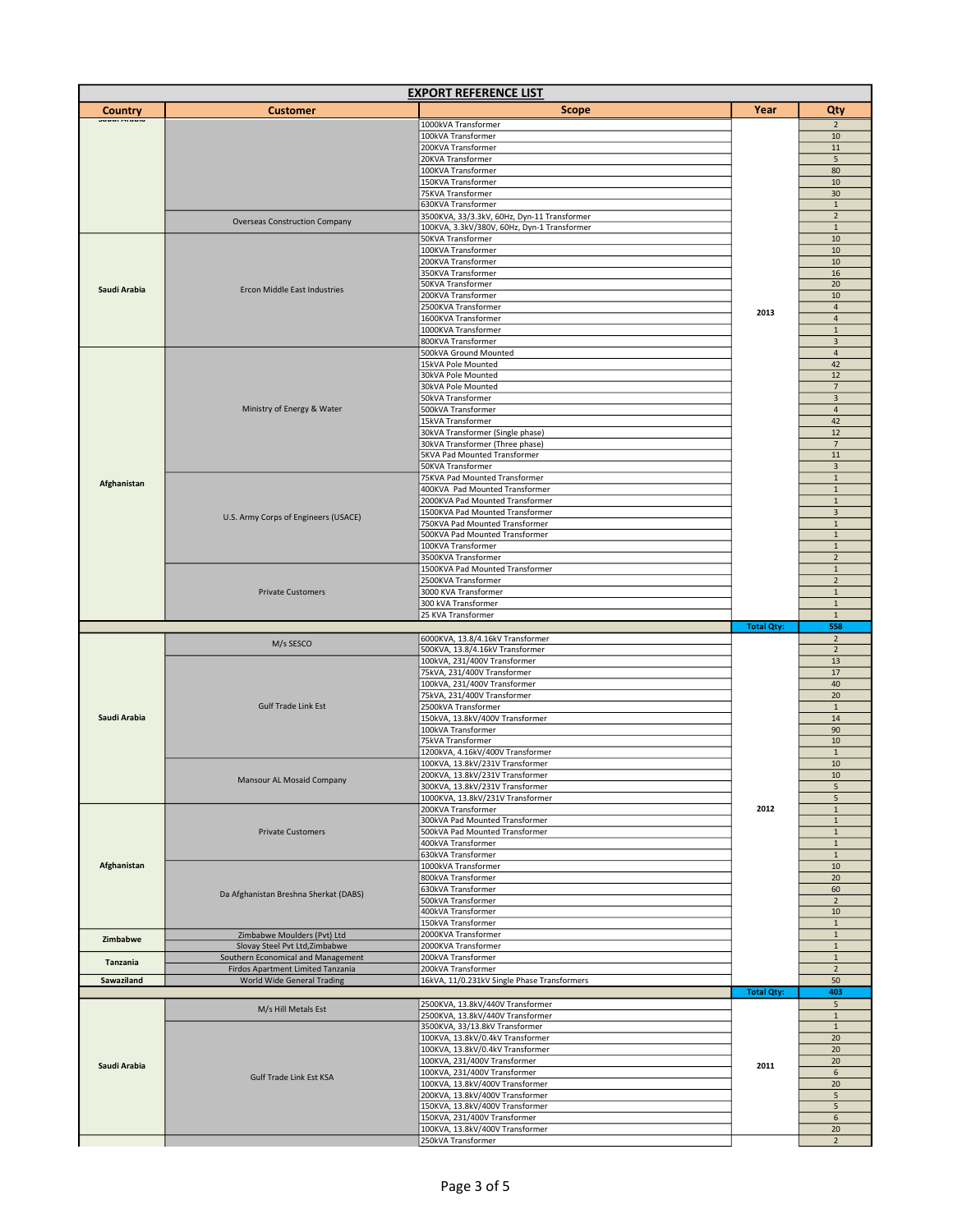## EXPORT REFERENCE LIST

| Country | Customer | Scope | Year | Qty |
|---|---|---|---|---|
| Saudi Arabia | | 1000kVA Transformer | 2013 | 2 |
| | | 100kVA Transformer | | 10 |
| | | 200KVA Transformer | | 11 |
| | | 20KVA Transformer | | 5 |
| | | 100KVA Transformer | | 80 |
| | | 150KVA Transformer | | 10 |
| | | 75KVA Transformer | | 30 |
| | | 630KVA Transformer | | 1 |
| | Overseas Construction Company | 3500KVA, 33/3.3kV, 60Hz, Dyn-11 Transformer | | 2 |
| | | 100KVA, 3.3kV/380V, 60Hz, Dyn-1 Transformer | | 1 |
| Saudi Arabia | Ercon Middle East Industries | 50KVA Transformer | | 10 |
| | | 100KVA Transformer | | 10 |
| | | 200KVA Transformer | | 10 |
| | | 350KVA Transformer | | 16 |
| | | 50KVA Transformer | | 20 |
| | | 200KVA Transformer | | 10 |
| | | 2500KVA Transformer | | 4 |
| | | 1600KVA Transformer | | 4 |
| | | 1000KVA Transformer | | 1 |
| | | 800KVA Transformer | | 3 |
| Afghanistan | Ministry of Energy & Water | 500kVA Ground Mounted | | 4 |
| | | 15kVA Pole Mounted | | 42 |
| | | 30kVA Pole Mounted | | 12 |
| | | 30kVA Pole Mounted | | 7 |
| | | 50kVA Transformer | | 3 |
| | | 500kVA Transformer | | 4 |
| | | 15kVA Transformer | | 42 |
| | | 30kVA Transformer (Single phase) | | 12 |
| | | 30kVA Transformer (Three phase) | | 7 |
| | | 5KVA Pad Mounted Transformer | | 11 |
| | | 50KVA Transformer | | 3 |
| | U.S. Army Corps of Engineers (USACE) | 75KVA Pad Mounted Transformer | | 1 |
| | | 400KVA Pad Mounted Transformer | | 1 |
| | | 2000KVA Pad Mounted Transformer | | 1 |
| | | 1500KVA Pad Mounted Transformer | | 3 |
| | | 750KVA Pad Mounted Transformer | | 1 |
| | | 500KVA Pad Mounted Transformer | | 1 |
| | | 100KVA Transformer | | 1 |
| | | 3500KVA Transformer | | 2 |
| | Private Customers | 1500KVA Pad Mounted Transformer | | 1 |
| | | 2500KVA Transformer | | 2 |
| | | 3000 KVA Transformer | | 1 |
| | | 300 kVA Transformer | | 1 |
| | | 25 KVA Transformer | | 1 |
| | | | **Total Qty:** | **558** |
| Saudi Arabia | M/s SESCO | 6000KVA, 13.8/4.16kV Transformer | 2012 | 2 |
| | | 500KVA, 13.8/4.16kV Transformer | | 2 |
| | Gulf Trade Link Est | 100kVA, 231/400V Transformer | | 13 |
| | | 75kVA, 231/400V Transformer | | 17 |
| | | 100kVA, 231/400V Transformer | | 40 |
| | | 75kVA, 231/400V Transformer | | 20 |
| | | 2500kVA Transformer | | 1 |
| | | 150kVA, 13.8kV/400V Transformer | | 14 |
| | | 100kVA Transformer | | 90 |
| | | 75kVA Transformer | | 10 |
| | | 1200kVA, 4.16kV/400V Transformer | | 1 |
| | Mansour AL Mosaid Company | 100KVA, 13.8kV/231V Transformer | | 10 |
| | | 200KVA, 13.8kV/231V Transformer | | 10 |
| | | 300KVA, 13.8kV/231V Transformer | | 5 |
| | | 1000KVA, 13.8kV/231V Transformer | | 5 |
| Afghanistan | Private Customers | 200KVA Transformer | | 1 |
| | | 300kVA Pad Mounted Transformer | | 1 |
| | | 500kVA Pad Mounted Transformer | | 1 |
| | | 400kVA Transformer | | 1 |
| | | 630kVA Transformer | | 1 |
| | Da Afghanistan Breshna Sherkat (DABS) | 1000kVA Transformer | | 10 |
| | | 800kVA Transformer | | 20 |
| | | 630kVA Transformer | | 60 |
| | | 500kVA Transformer | | 2 |
| | | 400kVA Transformer | | 10 |
| | | 150kVA Transformer | | 1 |
| Zimbabwe | Zimbabwe Moulders (Pvt) Ltd | 2000KVA Transformer | | 1 |
| | Slovay Steel Pvt Ltd,Zimbabwe | 2000KVA Transformer | | 1 |
| Tanzania | Southern Economical and Management | 200KVA Transformer | | 1 |
| | Firdos Apartment Limited Tanzania | 200KVA Transformer | | 2 |
| Sawaziland | World Wide General Trading | 16kVA, 11/0.231kV Single Phase Transformers | | 50 |
| | | | **Total Qty:** | **403** |
| Saudi Arabia | M/s Hill Metals Est | 2500KVA, 13.8kV/440V Transformer | 2011 | 5 |
| | | 2500KVA, 13.8kV/440V Transformer | | 1 |
| | Gulf Trade Link Est KSA | 3500KVA, 33/13.8kV Transformer | | 1 |
| | | 100KVA, 13.8kV/0.4kV Transformer | | 20 |
| | | 100KVA, 13.8kV/0.4kV Transformer | | 20 |
| | | 100KVA, 231/400V Transformer | | 20 |
| | | 100KVA, 231/400V Transformer | | 6 |
| | | 100KVA, 13.8kV/400V Transformer | | 20 |
| | | 200KVA, 13.8kV/400V Transformer | | 5 |
| | | 150KVA, 13.8kV/400V Transformer | | 5 |
| | | 150KVA, 231/400V Transformer | | 6 |
| | | 100KVA, 13.8kV/400V Transformer | | 20 |
| | | 250kVA Transformer | | 2 |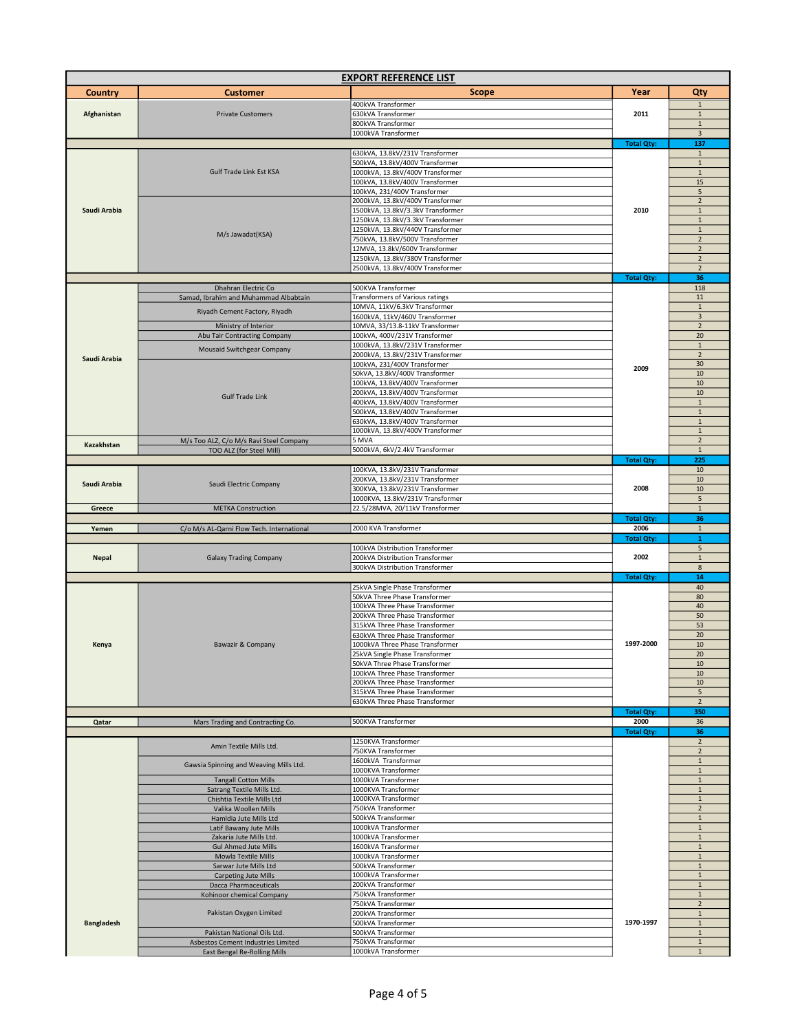## EXPORT REFERENCE LIST

| Country | Customer | Scope | Year | Qty |
|---|---|---|---|---|
| Afghanistan | Private Customers | 400kVA Transformer | 2011 | 1 |
| | | 630kVA Transformer | | 1 |
| | | 800kVA Transformer | | 1 |
| | | 1000kVA Transformer | | 3 |
| | | | Total Qty: | 137 |
| Saudi Arabia | Gulf Trade Link Est KSA | 630kVA, 13.8kV/231V Transformer | 2010 | 1 |
| | | 500kVA, 13.8kV/400V Transformer | | 1 |
| | | 1000kVA, 13.8kV/400V Transformer | | 1 |
| | | 100kVA, 13.8kV/400V Transformer | | 15 |
| | | 100kVA, 231/400V Transformer | | 5 |
| | M/s Jawadat(KSA) | 2000kVA, 13.8kV/400V Transformer | | 2 |
| | | 1500kVA, 13.8kV/3.3kV Transformer | | 1 |
| | | 1250kVA, 13.8kV/3.3kV Transformer | | 1 |
| | | 1250kVA, 13.8kV/440V Transformer | | 1 |
| | | 750kVA, 13.8kV/500V Transformer | | 2 |
| | | 12MVA, 13.8kV/600V Transformer | | 2 |
| | | 1250kVA, 13.8kV/380V Transformer | | 2 |
| | | 2500kVA, 13.8kV/400V Transformer | | 2 |
| | | | Total Qty: | 36 |
| Saudi Arabia | Dhahran Electric Co | 500KVA Transformer | 2009 | 118 |
| | Samad, Ibrahim and Muhammad Albabtain | Transformers of Various ratings | | 11 |
| | Riyadh Cement Factory, Riyadh | 10MVA, 11kV/6.3kV Transformer | | 1 |
| | | 1600kVA, 11kV/460V Transformer | | 3 |
| | Ministry of Interior | 10MVA, 33/13.8-11kV Transformer | | 2 |
| | Abu Tair Contracting Company | 100kVA, 400V/231V Transformer | | 20 |
| | Mousaid Switchgear Company | 1000kVA, 13.8kV/231V Transformer | | 1 |
| | | 2000kVA, 13.8kV/231V Transformer | | 2 |
| | Gulf Trade Link | 100kVA, 231/400V Transformer | | 30 |
| | | 50kVA, 13.8kV/400V Transformer | | 10 |
| | | 100kVA, 13.8kV/400V Transformer | | 10 |
| | | 200kVA, 13.8kV/400V Transformer | | 10 |
| | | 400kVA, 13.8kV/400V Transformer | | 1 |
| | | 500kVA, 13.8kV/400V Transformer | | 1 |
| | | 630kVA, 13.8kV/400V Transformer | | 1 |
| | | 1000kVA, 13.8kV/400V Transformer | | 1 |
| Kazakhstan | M/s Too ALZ, C/o M/s Ravi Steel Company | 5 MVA | | 2 |
| | TOO ALZ (for Steel Mill) | 5000kVA, 6kV/2.4kV Transformer | | 1 |
| | | | Total Qty: | 225 |
| Saudi Arabia | Saudi Electric Company | 100KVA, 13.8kV/231V Transformer | 2008 | 10 |
| | | 200KVA, 13.8kV/231V Transformer | | 10 |
| | | 300KVA, 13.8kV/231V Transformer | | 10 |
| | | 1000KVA, 13.8kV/231V Transformer | | 5 |
| Greece | METKA Construction | 22.5/28MVA, 20/11kV Transformer | | 1 |
| | | | Total Qty: | 36 |
| Yemen | C/o M/s AL-Qarni Flow Tech. International | 2000 KVA Transformer | 2006 | 1 |
| | | | Total Qty: | 1 |
| Nepal | Galaxy Trading Company | 100kVA Distribution Transformer | 2002 | 5 |
| | | 200kVA Distribution Transformer | | 1 |
| | | 300kVA Distribution Transformer | | 8 |
| | | | Total Qty: | 14 |
| Kenya | Bawazir & Company | 25kVA Single Phase Transformer | 1997-2000 | 40 |
| | | 50kVA Three Phase Transformer | | 80 |
| | | 100kVA Three Phase Transformer | | 40 |
| | | 200kVA Three Phase Transformer | | 50 |
| | | 315kVA Three Phase Transformer | | 53 |
| | | 630kVA Three Phase Transformer | | 20 |
| | | 1000kVA Three Phase Transformer | | 10 |
| | | 25kVA Single Phase Transformer | | 20 |
| | | 50kVA Three Phase Transformer | | 10 |
| | | 100kVA Three Phase Transformer | | 10 |
| | | 200kVA Three Phase Transformer | | 10 |
| | | 315kVA Three Phase Transformer | | 5 |
| | | 630kVA Three Phase Transformer | | 2 |
| | | | Total Qty: | 350 |
| Qatar | Mars Trading and Contracting Co. | 500KVA Transformer | 2000 | 36 |
| | | | Total Qty: | 36 |
| Bangladesh | Amin Textile Mills Ltd. | 1250KVA Transformer | 1970-1997 | 2 |
| | | 750KVA Transformer | | 2 |
| | Gawsia Spinning and Weaving Mills Ltd. | 1600kVA Transformer | | 1 |
| | | 1000KVA Transformer | | 1 |
| | Tangall Cotton Mills | 1000kVA Transformer | | 1 |
| | Satrang Textile Mills Ltd. | 1000KVA Transformer | | 1 |
| | Chishtia Textile Mills Ltd | 1000KVA Transformer | | 1 |
| | Valika Woollen Mills | 750kVA Transformer | | 2 |
| | Hamldia Jute Mills Ltd | 500kVA Transformer | | 1 |
| | Latif Bawany Jute Mills | 1000kVA Transformer | | 1 |
| | Zakaria Jute Mills Ltd. | 1000kVA Transformer | | 1 |
| | Gul Ahmed Jute Mills | 1600kVA Transformer | | 1 |
| | Mowla Textile Mills | 1000kVA Transformer | | 1 |
| | Sarwar Jute Mills Ltd | 500kVA Transformer | | 1 |
| | Carpeting Jute Mills | 1000kVA Transformer | | 1 |
| | Dacca Pharmaceuticals | 200kVA Transformer | | 1 |
| | Kohinoor chemical Company | 750kVA Transformer | | 1 |
| | Pakistan Oxygen Limited | 750kVA Transformer | | 2 |
| | | 200kVA Transformer | | 1 |
| | | 500kVA Transformer | | 1 |
| | Pakistan National Oils Ltd. | 500kVA Transformer | | 1 |
| | Asbestos Cement Industries Limited | 750kVA Transformer | | 1 |
| | East Bengal Re-Rolling Mills | 1000kVA Transformer | | 1 |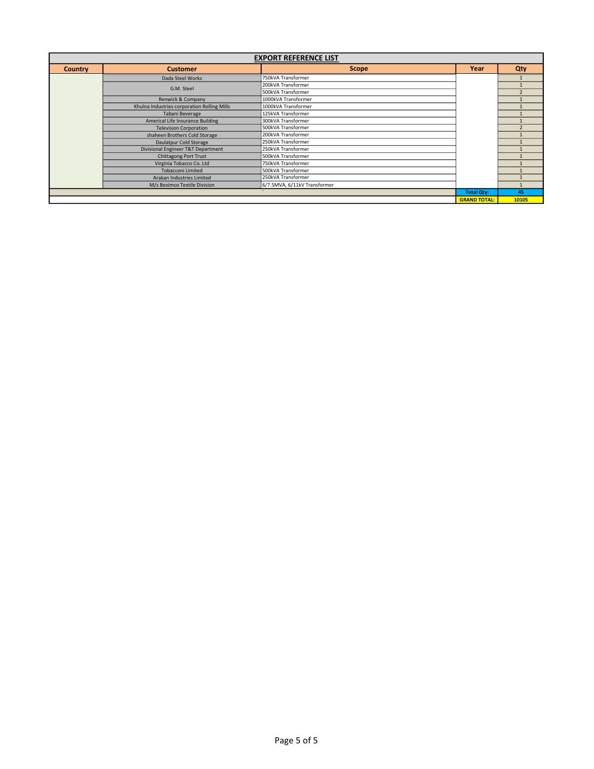| EXPORT REFERENCE LIST | | | | |
|---|---|---|---|---|
| **Country** | **Customer** | **Scope** | **Year** | **Qty** |
| | Dada Steel Works | 750kVA Transformer | | 1 |
| | G.M. Steel | 200kVA Transformer | | 1 |
| | | 500kVA Transformer | | 2 |
| | Renwick & Company | 1000kVA Transformer | | 1 |
| | Khulna Industries corporation Rolling Mills | 1000kVA Transformer | | 1 |
| | Tabani Beverage | 125kVA Transformer | | 1 |
| | Americal Life Insurance Building | 300kVA Transformer | | 1 |
| | Television Corporation | 500kVA Transformer | | 2 |
| | shaheen Brothers Cold Storage | 200kVA Transformer | | 1 |
| | Daulatpur Cold Storage | 250kVA Transformer | | 1 |
| | Divisional Engineer T&T Department | 250kVA Transformer | | 1 |
| | Chittagong Port Trust | 500kVA Transformer | | 1 |
| | Virginia Tobacco Co. Ltd | 750kVA Transformer | | 1 |
| | Tobacconi Limited | 500kVA Transformer | | 1 |
| | Arakan Industries Limited | 250kVA Transformer | | 1 |
| | M/s Beximco Textile Division | 6/7.5MVA, 6/11kV Transformer | | 1 |
| | | | **Total Qty:** | **45** |
| | | | **GRAND TOTAL:** | **10105** |